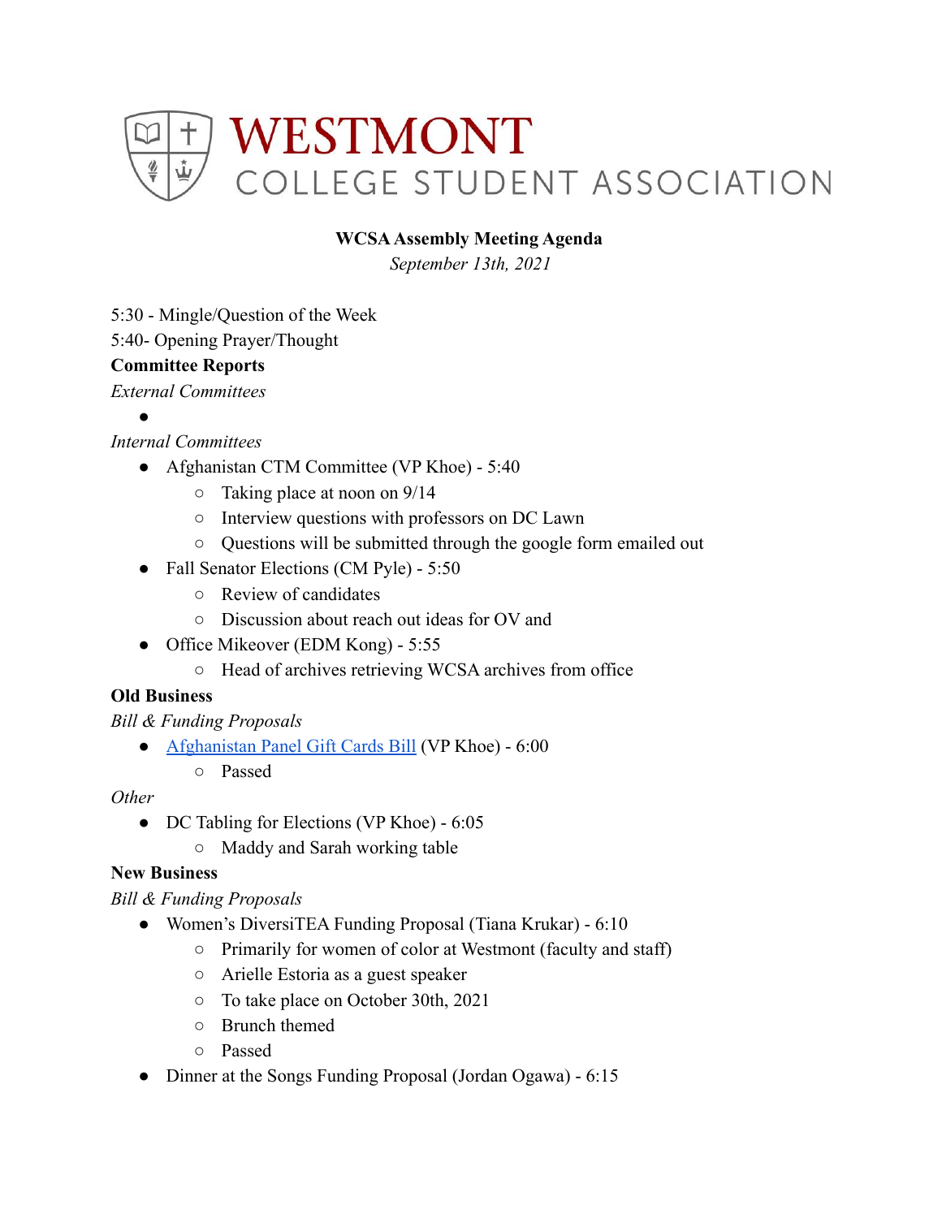# WESTMONT COLLEGE STUDENT ASSOCIATION

**WCSA Assembly Meeting Agenda**

*September 13th, 2021*

5:30 - Mingle/Question of the Week

5:40- Opening Prayer/Thought

**Committee Reports**

*External Committees*

- 

*Internal Committees*

- Afghanistan CTM Committee (VP Khoe) - 5:40
    - Taking place at noon on 9/14
    - Interview questions with professors on DC Lawn
    - Questions will be submitted through the google form emailed out
- Fall Senator Elections (CM Pyle) - 5:50
    - Review of candidates
    - Discussion about reach out ideas for OV and
- Office Mikeover (EDM Kong) - 5:55
    - Head of archives retrieving WCSA archives from office

**Old Business**

*Bill & Funding Proposals*

- Afghanistan Panel Gift Cards Bill (VP Khoe) - 6:00
    - Passed

*Other*

- DC Tabling for Elections (VP Khoe) - 6:05
    - Maddy and Sarah working table

**New Business**

*Bill & Funding Proposals*

- Women's DiversiTEA Funding Proposal (Tiana Krukar) - 6:10
    - Primarily for women of color at Westmont (faculty and staff)
    - Arielle Estoria as a guest speaker
    - To take place on October 30th, 2021
    - Brunch themed
    - Passed
- Dinner at the Songs Funding Proposal (Jordan Ogawa) - 6:15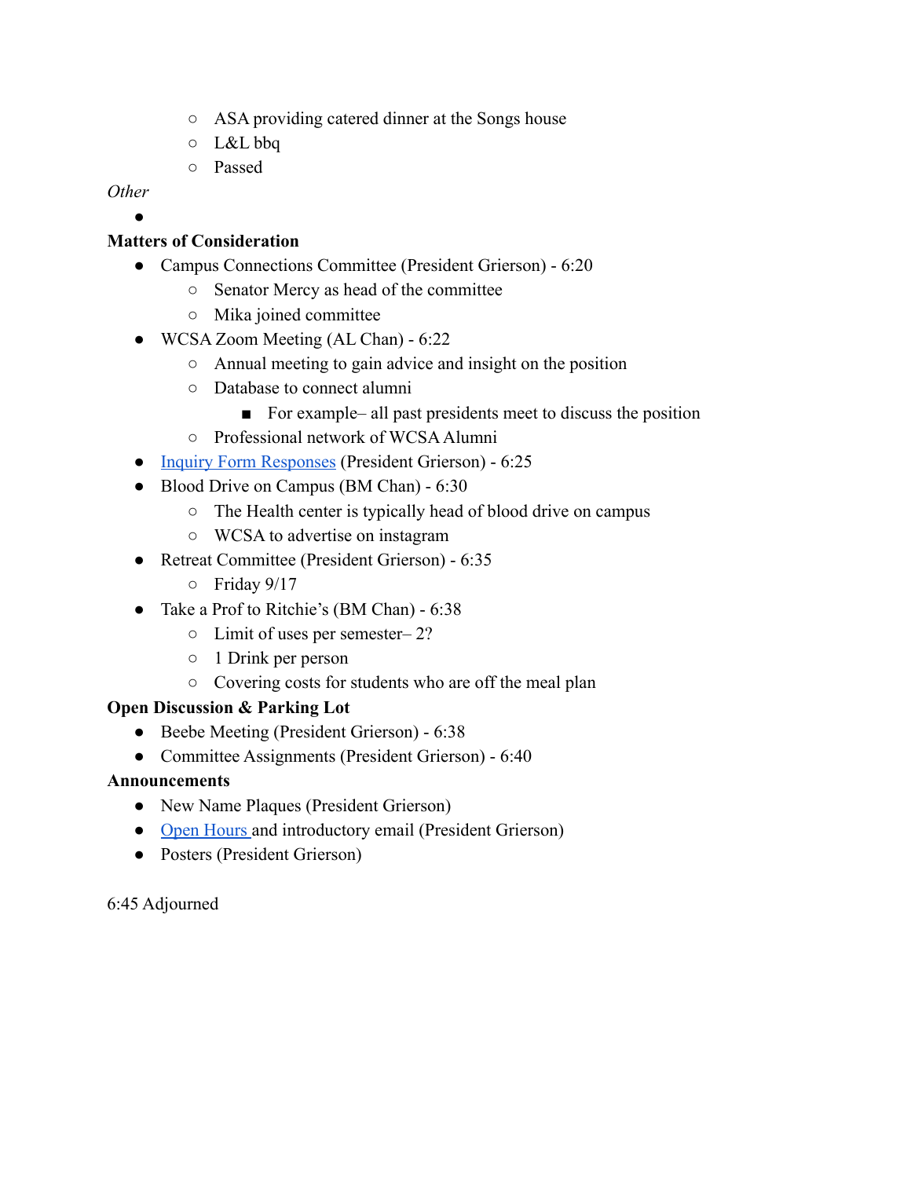- ASA providing catered dinner at the Songs house
    - L&L bbq
    - Passed

*Other*

- 

**Matters of Consideration**

- Campus Connections Committee (President Grierson) - 6:20
    - Senator Mercy as head of the committee
    - Mika joined committee
- WCSA Zoom Meeting (AL Chan) - 6:22
    - Annual meeting to gain advice and insight on the position
    - Database to connect alumni
        - For example– all past presidents meet to discuss the position
    - Professional network of WCSA Alumni
- Inquiry Form Responses (President Grierson) - 6:25
- Blood Drive on Campus (BM Chan) - 6:30
    - The Health center is typically head of blood drive on campus
    - WCSA to advertise on instagram
- Retreat Committee (President Grierson) - 6:35
    - Friday 9/17
- Take a Prof to Ritchie's (BM Chan) - 6:38
    - Limit of uses per semester– 2?
    - 1 Drink per person
    - Covering costs for students who are off the meal plan

**Open Discussion & Parking Lot**

- Beebe Meeting (President Grierson) - 6:38
- Committee Assignments (President Grierson) - 6:40

**Announcements**

- New Name Plaques (President Grierson)
- Open Hours and introductory email (President Grierson)
- Posters (President Grierson)

6:45 Adjourned